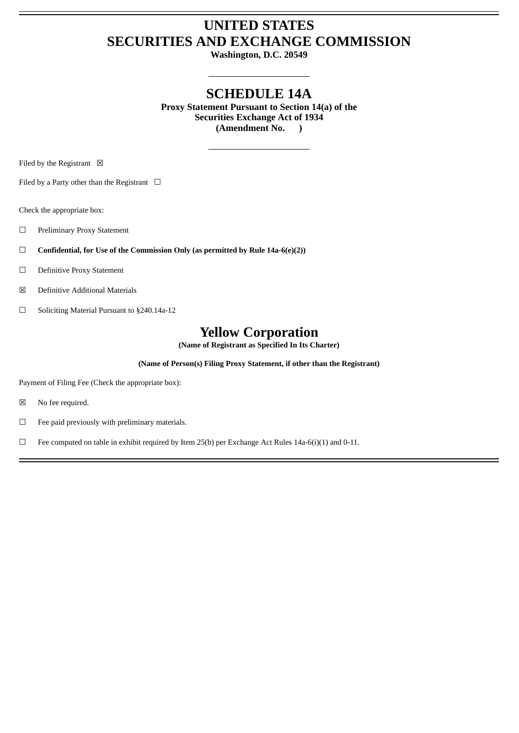# UNITED STATES
# SECURITIES AND EXCHANGE COMMISSION

**Washington, D.C. 20549**

---

## SCHEDULE 14A

**Proxy Statement Pursuant to Section 14(a) of the Securities Exchange Act of 1934**
**(Amendment No.      )**

---

Filed by the Registrant ☒

Filed by a Party other than the Registrant ☐

Check the appropriate box:

☐ Preliminary Proxy Statement

☐ **Confidential, for Use of the Commission Only (as permitted by Rule 14a-6(e)(2))**

☐ Definitive Proxy Statement

☒ Definitive Additional Materials

☐ Soliciting Material Pursuant to §240.14a-12

# Yellow Corporation

**(Name of Registrant as Specified In Its Charter)**

**(Name of Person(s) Filing Proxy Statement, if other than the Registrant)**

Payment of Filing Fee (Check the appropriate box):

☒ No fee required.

☐ Fee paid previously with preliminary materials.

☐ Fee computed on table in exhibit required by Item 25(b) per Exchange Act Rules 14a-6(i)(1) and 0-11.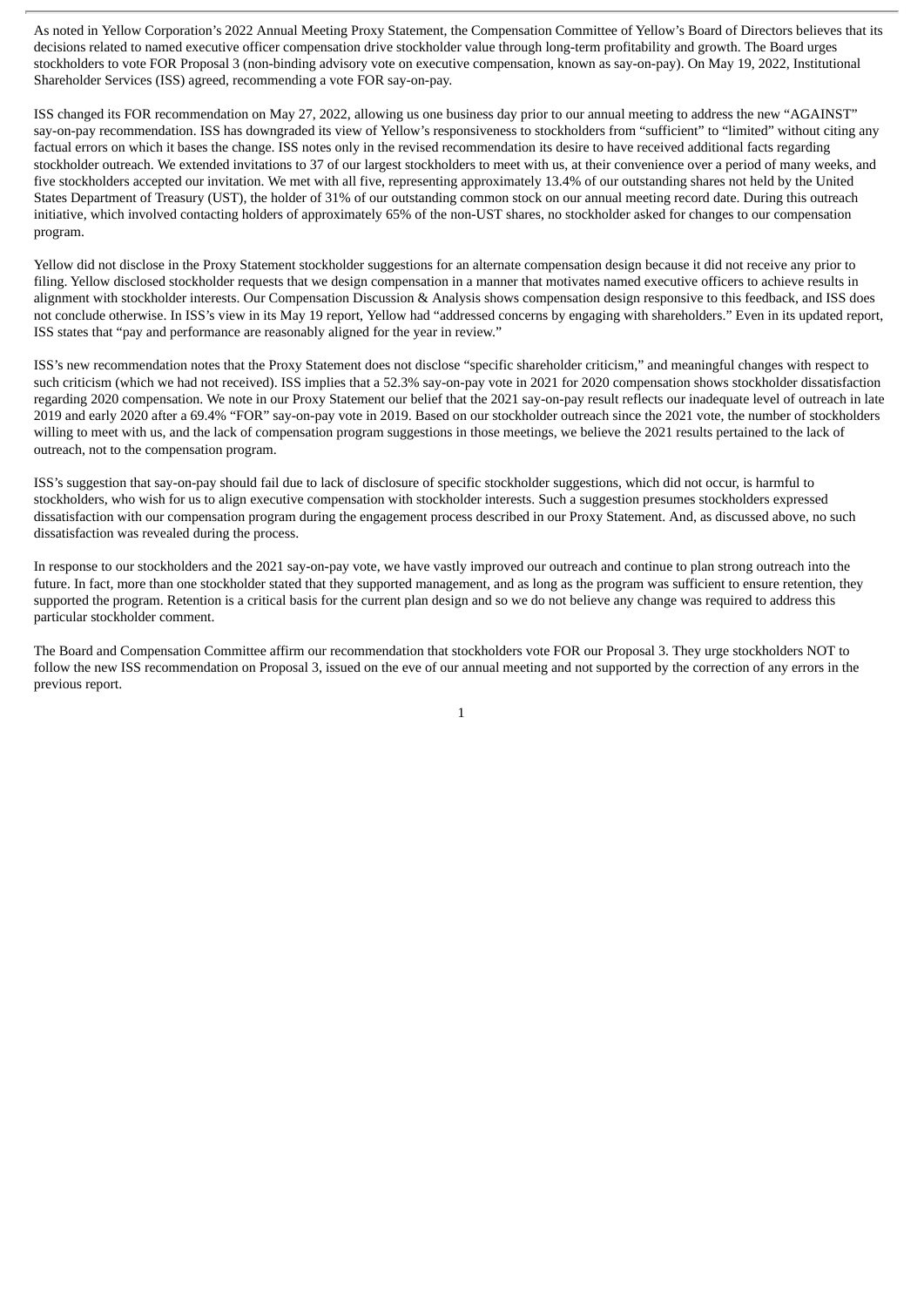As noted in Yellow Corporation's 2022 Annual Meeting Proxy Statement, the Compensation Committee of Yellow's Board of Directors believes that its decisions related to named executive officer compensation drive stockholder value through long-term profitability and growth. The Board urges stockholders to vote FOR Proposal 3 (non-binding advisory vote on executive compensation, known as say-on-pay). On May 19, 2022, Institutional Shareholder Services (ISS) agreed, recommending a vote FOR say-on-pay.

ISS changed its FOR recommendation on May 27, 2022, allowing us one business day prior to our annual meeting to address the new "AGAINST" say-on-pay recommendation. ISS has downgraded its view of Yellow's responsiveness to stockholders from "sufficient" to "limited" without citing any factual errors on which it bases the change. ISS notes only in the revised recommendation its desire to have received additional facts regarding stockholder outreach. We extended invitations to 37 of our largest stockholders to meet with us, at their convenience over a period of many weeks, and five stockholders accepted our invitation. We met with all five, representing approximately 13.4% of our outstanding shares not held by the United States Department of Treasury (UST), the holder of 31% of our outstanding common stock on our annual meeting record date. During this outreach initiative, which involved contacting holders of approximately 65% of the non-UST shares, no stockholder asked for changes to our compensation program.

Yellow did not disclose in the Proxy Statement stockholder suggestions for an alternate compensation design because it did not receive any prior to filing. Yellow disclosed stockholder requests that we design compensation in a manner that motivates named executive officers to achieve results in alignment with stockholder interests. Our Compensation Discussion & Analysis shows compensation design responsive to this feedback, and ISS does not conclude otherwise. In ISS's view in its May 19 report, Yellow had "addressed concerns by engaging with shareholders." Even in its updated report, ISS states that "pay and performance are reasonably aligned for the year in review."

ISS's new recommendation notes that the Proxy Statement does not disclose "specific shareholder criticism," and meaningful changes with respect to such criticism (which we had not received). ISS implies that a 52.3% say-on-pay vote in 2021 for 2020 compensation shows stockholder dissatisfaction regarding 2020 compensation. We note in our Proxy Statement our belief that the 2021 say-on-pay result reflects our inadequate level of outreach in late 2019 and early 2020 after a 69.4% "FOR" say-on-pay vote in 2019. Based on our stockholder outreach since the 2021 vote, the number of stockholders willing to meet with us, and the lack of compensation program suggestions in those meetings, we believe the 2021 results pertained to the lack of outreach, not to the compensation program.

ISS's suggestion that say-on-pay should fail due to lack of disclosure of specific stockholder suggestions, which did not occur, is harmful to stockholders, who wish for us to align executive compensation with stockholder interests. Such a suggestion presumes stockholders expressed dissatisfaction with our compensation program during the engagement process described in our Proxy Statement. And, as discussed above, no such dissatisfaction was revealed during the process.

In response to our stockholders and the 2021 say-on-pay vote, we have vastly improved our outreach and continue to plan strong outreach into the future. In fact, more than one stockholder stated that they supported management, and as long as the program was sufficient to ensure retention, they supported the program. Retention is a critical basis for the current plan design and so we do not believe any change was required to address this particular stockholder comment.

The Board and Compensation Committee affirm our recommendation that stockholders vote FOR our Proposal 3. They urge stockholders NOT to follow the new ISS recommendation on Proposal 3, issued on the eve of our annual meeting and not supported by the correction of any errors in the previous report.